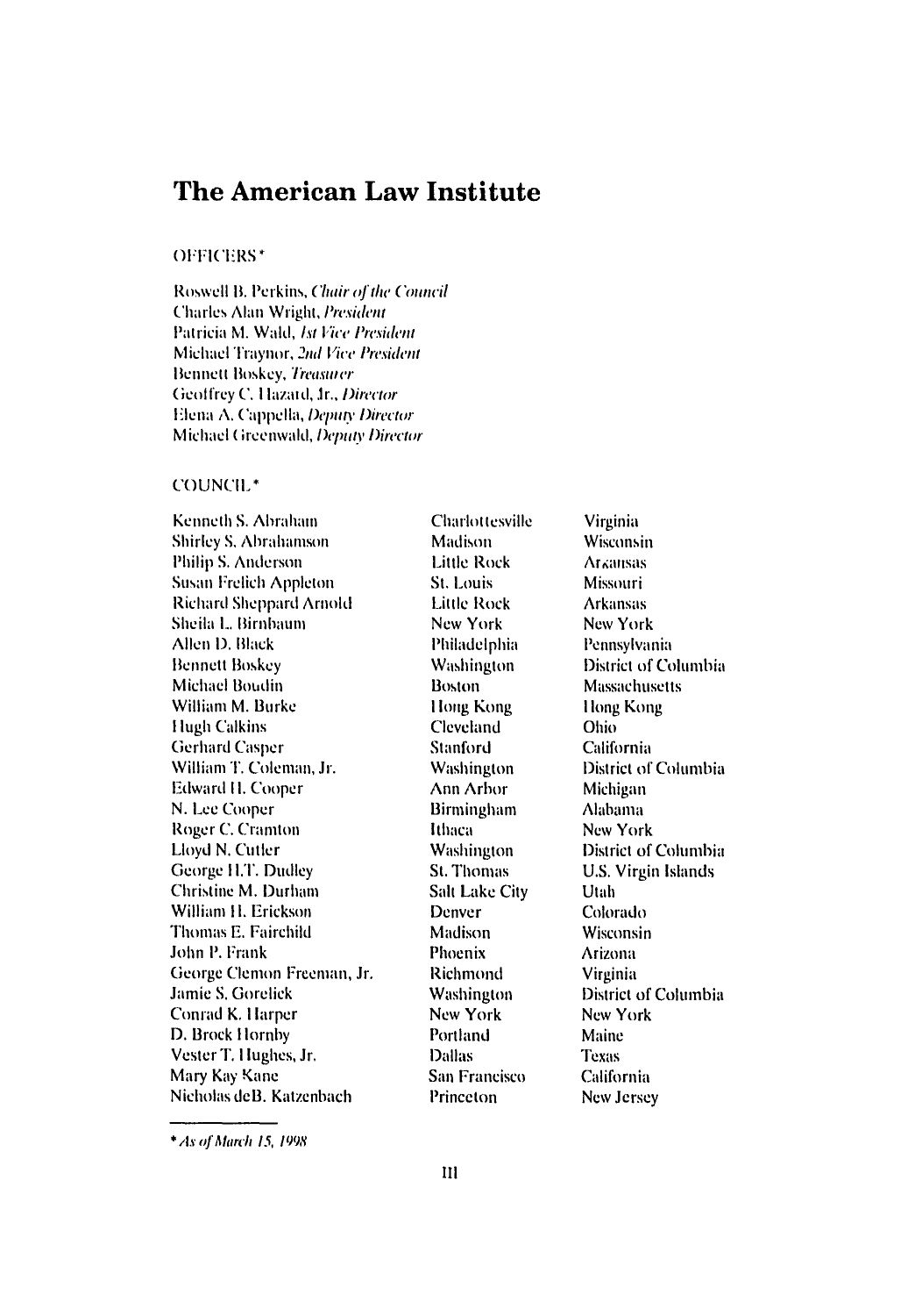# The American Law Institute

OFFICERS*

Roswell B. Perkins, *Chair of the Council*
Charles Alan Wright, *President*
Patricia M. Wald, *1st Vice President*
Michael Traynor, *2nd Vice President*
Bennett Boskey, *Treasurer*
Geoffrey C. Hazard, Jr., *Director*
Elena A. Cappella, *Deputy Director*
Michael Greenwald, *Deputy Director*

COUNCIL*

| | | |
|---|---|---|
| Kenneth S. Abraham | Charlottesville | Virginia |
| Shirley S. Abrahamson | Madison | Wisconsin |
| Philip S. Anderson | Little Rock | Arkansas |
| Susan Frelich Appleton | St. Louis | Missouri |
| Richard Sheppard Arnold | Little Rock | Arkansas |
| Sheila L. Birnbaum | New York | New York |
| Allen D. Black | Philadelphia | Pennsylvania |
| Bennett Boskey | Washington | District of Columbia |
| Michael Boudin | Boston | Massachusetts |
| William M. Burke | Hong Kong | Hong Kong |
| Hugh Calkins | Cleveland | Ohio |
| Gerhard Casper | Stanford | California |
| William T. Coleman, Jr. | Washington | District of Columbia |
| Edward H. Cooper | Ann Arbor | Michigan |
| N. Lee Cooper | Birmingham | Alabama |
| Roger C. Cramton | Ithaca | New York |
| Lloyd N. Cutler | Washington | District of Columbia |
| George H.T. Dudley | St. Thomas | U.S. Virgin Islands |
| Christine M. Durham | Salt Lake City | Utah |
| William H. Erickson | Denver | Colorado |
| Thomas E. Fairchild | Madison | Wisconsin |
| John P. Frank | Phoenix | Arizona |
| George Clemon Freeman, Jr. | Richmond | Virginia |
| Jamie S. Gorelick | Washington | District of Columbia |
| Conrad K. Harper | New York | New York |
| D. Brock Hornby | Portland | Maine |
| Vester T. Hughes, Jr. | Dallas | Texas |
| Mary Kay Kane | San Francisco | California |
| Nicholas deB. Katzenbach | Princeton | New Jersey |

*\*As of March 15, 1998*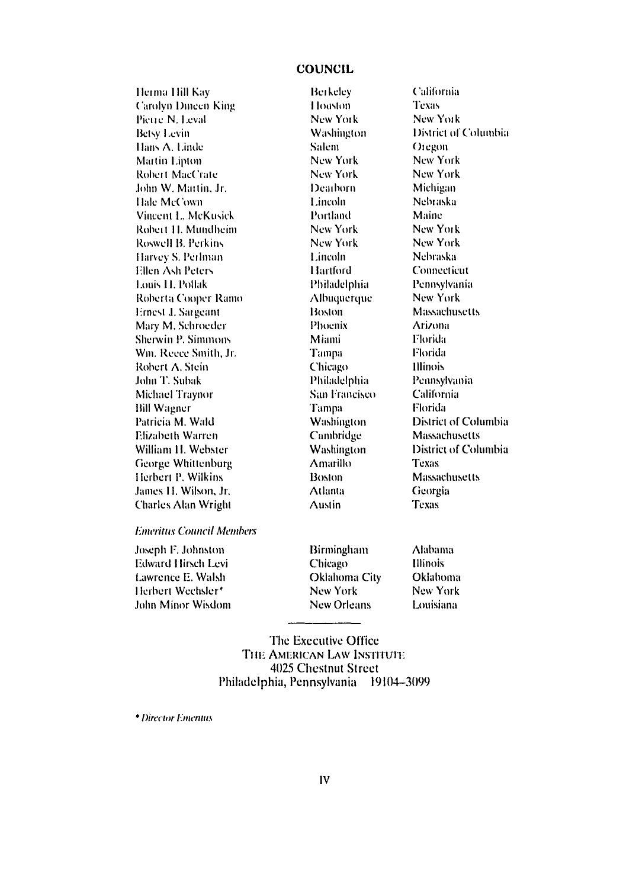## COUNCIL

| | | |
|---|---|---|
| Herma Hill Kay | Berkeley | California |
| Carolyn Dineen King | Houston | Texas |
| Pierre N. Leval | New York | New York |
| Betsy Levin | Washington | District of Columbia |
| Hans A. Linde | Salem | Oregon |
| Martin Lipton | New York | New York |
| Robert MacCrate | New York | New York |
| John W. Martin, Jr. | Dearborn | Michigan |
| Hale McCown | Lincoln | Nebraska |
| Vincent L. McKusick | Portland | Maine |
| Robert H. Mundheim | New York | New York |
| Roswell B. Perkins | New York | New York |
| Harvey S. Perlman | Lincoln | Nebraska |
| Ellen Ash Peters | Hartford | Connecticut |
| Louis H. Pollak | Philadelphia | Pennsylvania |
| Roberta Cooper Ramo | Albuquerque | New York |
| Ernest J. Sargeant | Boston | Massachusetts |
| Mary M. Schroeder | Phoenix | Arizona |
| Sherwin P. Simmons | Miami | Florida |
| Wm. Reece Smith, Jr. | Tampa | Florida |
| Robert A. Stein | Chicago | Illinois |
| John T. Subak | Philadelphia | Pennsylvania |
| Michael Traynor | San Francisco | California |
| Bill Wagner | Tampa | Florida |
| Patricia M. Wald | Washington | District of Columbia |
| Elizabeth Warren | Cambridge | Massachusetts |
| William H. Webster | Washington | District of Columbia |
| George Whittenburg | Amarillo | Texas |
| Herbert P. Wilkins | Boston | Massachusetts |
| James H. Wilson, Jr. | Atlanta | Georgia |
| Charles Alan Wright | Austin | Texas |

*Emeritus Council Members*

| | | |
|---|---|---|
| Joseph F. Johnston | Birmingham | Alabama |
| Edward Hirsch Levi | Chicago | Illinois |
| Lawrence E. Walsh | Oklahoma City | Oklahoma |
| Herbert Wechsler* | New York | New York |
| John Minor Wisdom | New Orleans | Louisiana |

---

The Executive Office
THE AMERICAN LAW INSTITUTE
4025 Chestnut Street
Philadelphia, Pennsylvania 19104–3099

* *Director Emeritus*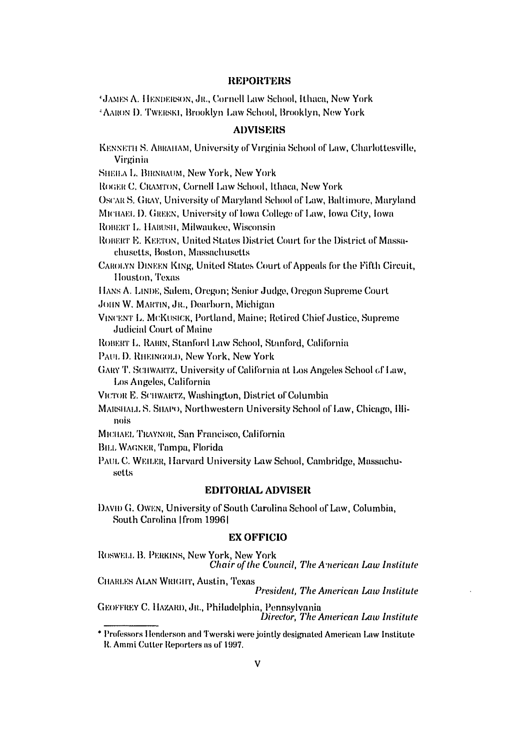## REPORTERS

*JAMES A. HENDERSON, JR., Cornell Law School, Ithaca, New York

*AARON D. TWERSKI, Brooklyn Law School, Brooklyn, New York

## ADVISERS

KENNETH S. ABRAHAM, University of Virginia School of Law, Charlottesville, Virginia

SHEILA L. BIRNBAUM, New York, New York

ROGER C. CRAMTON, Cornell Law School, Ithaca, New York

OSCAR S. GRAY, University of Maryland School of Law, Baltimore, Maryland

MICHAEL D. GREEN, University of Iowa College of Law, Iowa City, Iowa

ROBERT L. HABUSH, Milwaukee, Wisconsin

ROBERT E. KEETON, United States District Court for the District of Massachusetts, Boston, Massachusetts

CAROLYN DINEEN KING, United States Court of Appeals for the Fifth Circuit, Houston, Texas

HANS A. LINDE, Salem, Oregon; Senior Judge, Oregon Supreme Court

JOHN W. MARTIN, JR., Dearborn, Michigan

VINCENT L. MCKUSICK, Portland, Maine; Retired Chief Justice, Supreme Judicial Court of Maine

ROBERT L. RABIN, Stanford Law School, Stanford, California

PAUL D. RHEINGOLD, New York, New York

GARY T. SCHWARTZ, University of California at Los Angeles School of Law, Los Angeles, California

VICTOR E. SCHWARTZ, Washington, District of Columbia

MARSHALL S. SHAPO, Northwestern University School of Law, Chicago, Illinois

MICHAEL TRAYNOR, San Francisco, California

BILL WAGNER, Tampa, Florida

PAUL C. WEILER, Harvard University Law School, Cambridge, Massachusetts

## EDITORIAL ADVISER

DAVID G. OWEN, University of South Carolina School of Law, Columbia, South Carolina [from 1996]

## EX OFFICIO

ROSWELL B. PERKINS, New York, New York
*Chair of the Council, The American Law Institute*

CHARLES ALAN WRIGHT, Austin, Texas
*President, The American Law Institute*

GEOFFREY C. HAZARD, JR., Philadelphia, Pennsylvania
*Director, The American Law Institute*

---

* Professors Henderson and Twerski were jointly designated American Law Institute R. Ammi Cutter Reporters as of 1997.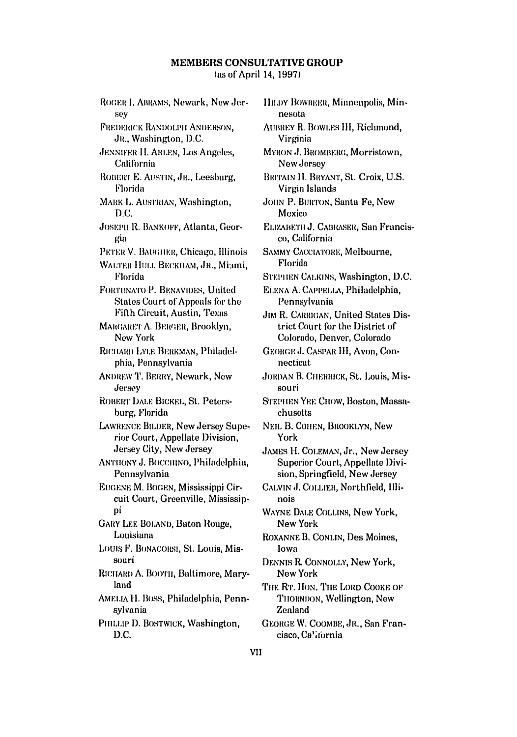## MEMBERS CONSULTATIVE GROUP

(as of April 14, 1997)

ROGER I. ABRAMS, Newark, New Jersey

FREDERICK RANDOLPH ANDERSON, JR., Washington, D.C.

JENNIFER H. ARLEN, Los Angeles, California

ROBERT E. AUSTIN, JR., Leesburg, Florida

MARK L. AUSTRIAN, Washington, D.C.

JOSEPH R. BANKOFF, Atlanta, Georgia

PETER V. BAUGHER, Chicago, Illinois

WALTER HULL BECKHAM, JR., Miami, Florida

FORTUNATO P. BENAVIDES, United States Court of Appeals for the Fifth Circuit, Austin, Texas

MARGARET A. BERGER, Brooklyn, New York

RICHARD LYLE BERKMAN, Philadelphia, Pennsylvania

ANDREW T. BERRY, Newark, New Jersey

ROBERT DALE BICKEL, St. Petersburg, Florida

LAWRENCE BILDER, New Jersey Superior Court, Appellate Division, Jersey City, New Jersey

ANTHONY J. BOCCHINO, Philadelphia, Pennsylvania

EUGENE M. BOGEN, Mississippi Circuit Court, Greenville, Mississippi

GARY LEE BOLAND, Baton Rouge, Louisiana

LOUIS F. BONACORSI, St. Louis, Missouri

RICHARD A. BOOTH, Baltimore, Maryland

AMELIA H. BOSS, Philadelphia, Pennsylvania

PHILLIP D. BOSTWICK, Washington, D.C.

HILDY BOWBEER, Minneapolis, Minnesota

AUBREY R. BOWLES III, Richmond, Virginia

MYRON J. BROMBERG, Morristown, New Jersey

BRITAIN H. BRYANT, St. Croix, U.S. Virgin Islands

JOHN P. BURTON, Santa Fe, New Mexico

ELIZABETH J. CABRASER, San Francisco, California

SAMMY CACCIATORE, Melbourne, Florida

STEPHEN CALKINS, Washington, D.C.

ELENA A. CAPPELLA, Philadelphia, Pennsylvania

JIM R. CARRIGAN, United States District Court for the District of Colorado, Denver, Colorado

GEORGE J. CASPAR III, Avon, Connecticut

JORDAN B. CHERRICK, St. Louis, Missouri

STEPHEN YEE CHOW, Boston, Massachusetts

NEIL B. COHEN, BROOKLYN, New York

JAMES H. COLEMAN, Jr., New Jersey Superior Court, Appellate Division, Springfield, New Jersey

CALVIN J. COLLIER, Northfield, Illinois

WAYNE DALE COLLINS, New York, New York

ROXANNE B. CONLIN, Des Moines, Iowa

DENNIS R. CONNOLLY, New York, New York

THE RT. HON. THE LORD COOKE OF THORNDON, Wellington, New Zealand

GEORGE W. COOMBE, JR., San Francisco, California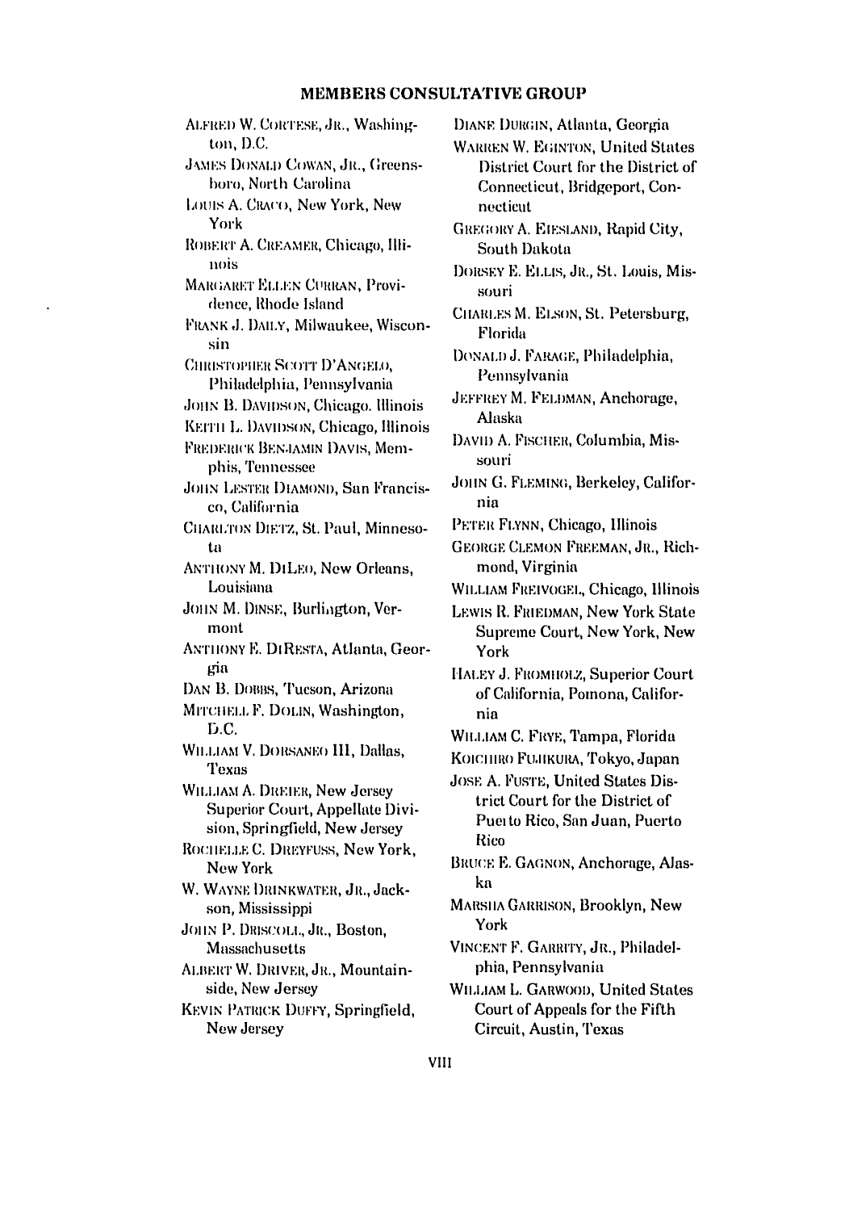## MEMBERS CONSULTATIVE GROUP

ALFRED W. CORTESE, JR., Washington, D.C.

JAMES DONALD COWAN, JR., Greensboro, North Carolina

LOUIS A. CRACO, New York, New York

ROBERT A. CREAMER, Chicago, Illinois

MARGARET ELLEN CURRAN, Providence, Rhode Island

FRANK J. DAILY, Milwaukee, Wisconsin

CHRISTOPHER SCOTT D'ANGELO, Philadelphia, Pennsylvania

JOHN B. DAVIDSON, Chicago. Illinois

KEITH L. DAVIDSON, Chicago, Illinois

FREDERICK BENJAMIN DAVIS, Memphis, Tennessee

JOHN LESTER DIAMOND, San Francisco, California

CHARLTON DIETZ, St. Paul, Minnesota

ANTHONY M. DILEO, New Orleans, Louisiana

JOHN M. DINSE, Burlington, Vermont

ANTHONY E. DIRESTA, Atlanta, Georgia

DAN B. DOBBS, Tucson, Arizona

MITCHELL F. DOLIN, Washington, D.C.

WILLIAM V. DORSANEO III, Dallas, Texas

WILLIAM A. DREIER, New Jersey Superior Court, Appellate Division, Springfield, New Jersey

ROCHELLE C. DREYFUSS, New York, New York

W. WAYNE DRINKWATER, JR., Jackson, Mississippi

JOHN P. DRISCOLL, JR., Boston, Massachusetts

ALBERT W. DRIVER, JR., Mountainside, New Jersey

KEVIN PATRICK DUFFY, Springfield, New Jersey

DIANE DURGIN, Atlanta, Georgia

WARREN W. EGINTON, United States District Court for the District of Connecticut, Bridgeport, Connecticut

GREGORY A. EIESLAND, Rapid City, South Dakota

DORSEY E. ELLIS, JR., St. Louis, Missouri

CHARLES M. ELSON, St. Petersburg, Florida

DONALD J. FARAGE, Philadelphia, Pennsylvania

JEFFREY M. FELDMAN, Anchorage, Alaska

DAVID A. FISCHER, Columbia, Missouri

JOHN G. FLEMING, Berkeley, California

PETER FLYNN, Chicago, Illinois

GEORGE CLEMON FREEMAN, JR., Richmond, Virginia

WILLIAM FREIVOGEL, Chicago, Illinois

LEWIS R. FRIEDMAN, New York State Supreme Court, New York, New York

HALEY J. FROMHOLZ, Superior Court of California, Pomona, California

WILLIAM C. FRYE, Tampa, Florida

KOICHIRO FUJIKURA, Tokyo, Japan

JOSE A. FUSTE, United States District Court for the District of Puerto Rico, San Juan, Puerto Rico

BRUCE E. GAGNON, Anchorage, Alaska

MARSHA GARRISON, Brooklyn, New York

VINCENT F. GARRITY, JR., Philadelphia, Pennsylvania

WILLIAM L. GARWOOD, United States Court of Appeals for the Fifth Circuit, Austin, Texas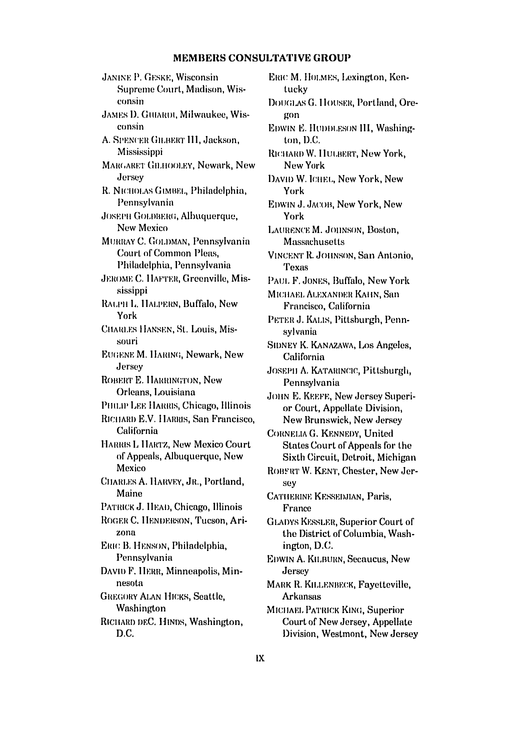## MEMBERS CONSULTATIVE GROUP

JANINE P. GESKE, Wisconsin Supreme Court, Madison, Wisconsin

JAMES D. GHIARDI, Milwaukee, Wisconsin

A. SPENCER GILBERT III, Jackson, Mississippi

MARGARET GILHOOLEY, Newark, New Jersey

R. NICHOLAS GIMBEL, Philadelphia, Pennsylvania

JOSEPH GOLDBERG, Albuquerque, New Mexico

MURRAY C. GOLDMAN, Pennsylvania Court of Common Pleas, Philadelphia, Pennsylvania

JEROME C. HAFTER, Greenville, Mississippi

RALPH L. HALPERN, Buffalo, New York

CHARLES HANSEN, St. Louis, Missouri

EUGENE M. HARING, Newark, New Jersey

ROBERT E. HARRINGTON, New Orleans, Louisiana

PHILIP LEE HARRIS, Chicago, Illinois

RICHARD E.V. HARRIS, San Francisco, California

HARRIS L HARTZ, New Mexico Court of Appeals, Albuquerque, New Mexico

CHARLES A. HARVEY, JR., Portland, Maine

PATRICK J. HEAD, Chicago, Illinois

ROGER C. HENDERSON, Tucson, Arizona

ERIC B. HENSON, Philadelphia, Pennsylvania

DAVID F. HERR, Minneapolis, Minnesota

GREGORY ALAN HICKS, Seattle, Washington

RICHARD DEC. HINDS, Washington, D.C.

ERIC M. HOLMES, Lexington, Kentucky

DOUGLAS G. HOUSER, Portland, Oregon

EDWIN E. HUDDLESON III, Washington, D.C.

RICHARD W. HULBERT, New York, New York

DAVID W. ICHEL, New York, New York

EDWIN J. JACOB, New York, New York

LAURENCE M. JOHNSON, Boston, Massachusetts

VINCENT R. JOHNSON, San Antonio, Texas

PAUL F. JONES, Buffalo, New York

MICHAEL ALEXANDER KAHN, San Francisco, California

PETER J. KALIS, Pittsburgh, Pennsylvania

SIDNEY K. KANAZAWA, Los Angeles, California

JOSEPH A. KATARINCIC, Pittsburgh, Pennsylvania

JOHN E. KEEFE, New Jersey Superior Court, Appellate Division, New Brunswick, New Jersey

CORNELIA G. KENNEDY, United States Court of Appeals for the Sixth Circuit, Detroit, Michigan

ROBERT W. KENT, Chester, New Jersey

CATHERINE KESSEDJIAN, Paris, France

GLADYS KESSLER, Superior Court of the District of Columbia, Washington, D.C.

EDWIN A. KILBURN, Secaucus, New Jersey

MARK R. KILLENBECK, Fayetteville, Arkansas

MICHAEL PATRICK KING, Superior Court of New Jersey, Appellate Division, Westmont, New Jersey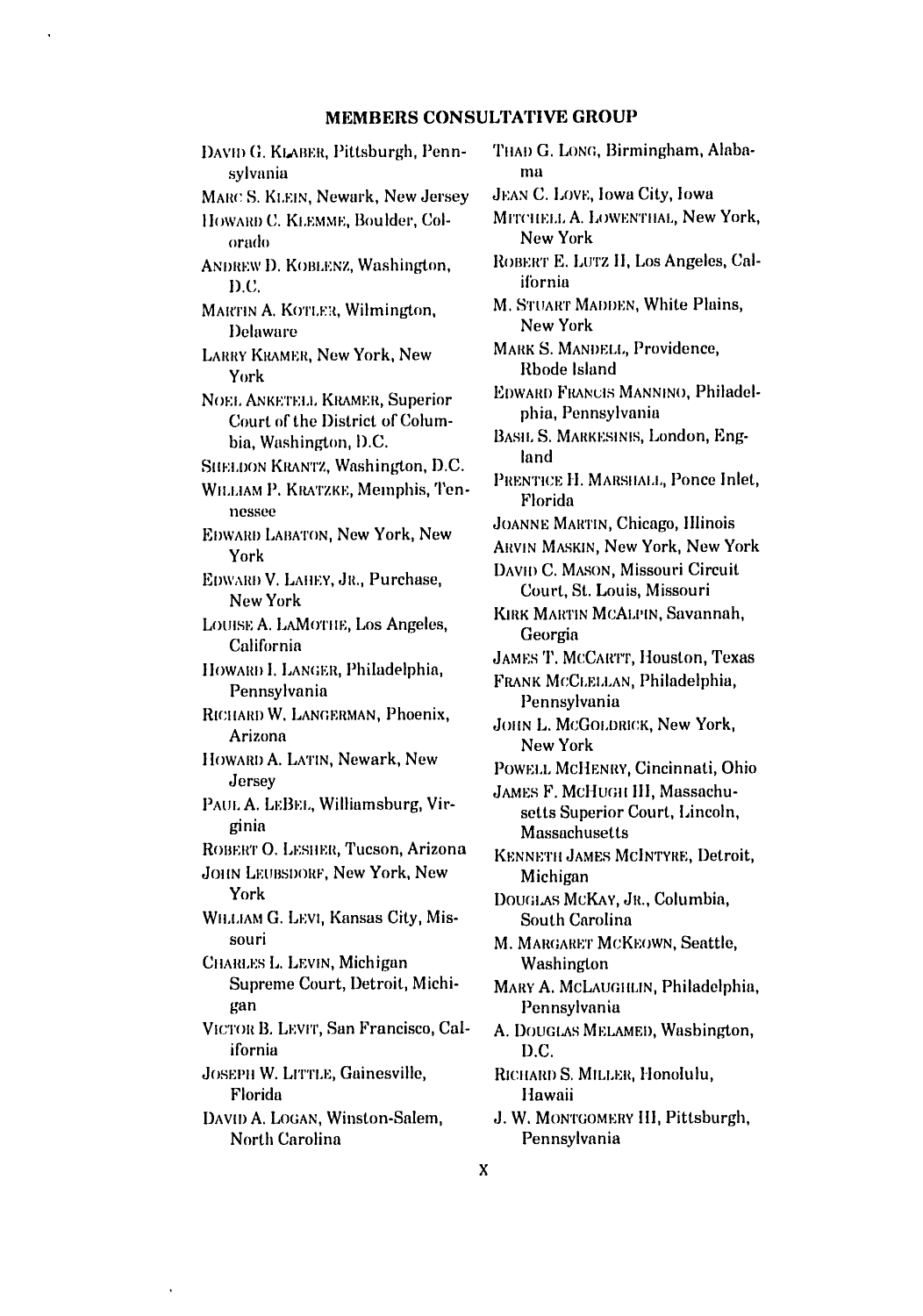## MEMBERS CONSULTATIVE GROUP

DAVID G. KLABER, Pittsburgh, Pennsylvania

MARC S. KLEIN, Newark, New Jersey

HOWARD C. KLEMME, Boulder, Colorado

ANDREW D. KOBLENZ, Washington, D.C.

MARTIN A. KOTLER, Wilmington, Delaware

LARRY KRAMER, New York, New York

NOEL ANKETELL KRAMER, Superior Court of the District of Columbia, Washington, D.C.

SHELDON KRANTZ, Washington, D.C.

WILLIAM P. KRATZKE, Memphis, Tennessee

EDWARD LABATON, New York, New York

EDWARD V. LAHEY, JR., Purchase, New York

LOUISE A. LAMOTHE, Los Angeles, California

HOWARD I. LANGER, Philadelphia, Pennsylvania

RICHARD W. LANGERMAN, Phoenix, Arizona

HOWARD A. LATIN, Newark, New Jersey

PAUL A. LEBEL, Williamsburg, Virginia

ROBERT O. LESHER, Tucson, Arizona

JOHN LEUBSDORF, New York, New York

WILLIAM G. LEVI, Kansas City, Missouri

CHARLES L. LEVIN, Michigan Supreme Court, Detroit, Michigan

VICTOR B. LEVIT, San Francisco, California

JOSEPH W. LITTLE, Gainesville, Florida

DAVID A. LOGAN, Winston-Salem, North Carolina

THAD G. LONG, Birmingham, Alabama

JEAN C. LOVE, Iowa City, Iowa

MITCHELL A. LOWENTHAL, New York, New York

ROBERT E. LUTZ II, Los Angeles, California

M. STUART MADDEN, White Plains, New York

MARK S. MANDELL, Providence, Rhode Island

EDWARD FRANCIS MANNINO, Philadelphia, Pennsylvania

BASIL S. MARKESINIS, London, England

PRENTICE H. MARSHALL, Ponce Inlet, Florida

JOANNE MARTIN, Chicago, Illinois

ARVIN MASKIN, New York, New York

DAVID C. MASON, Missouri Circuit Court, St. Louis, Missouri

KIRK MARTIN MCALPIN, Savannah, Georgia

JAMES T. MCCARTT, Houston, Texas

FRANK MCCLELLAN, Philadelphia, Pennsylvania

JOHN L. MCGOLDRICK, New York, New York

POWELL MCHENRY, Cincinnati, Ohio

JAMES F. MCHUGH III, Massachusetts Superior Court, Lincoln, Massachusetts

KENNETH JAMES MCINTYRE, Detroit, Michigan

DOUGLAS MCKAY, JR., Columbia, South Carolina

M. MARGARET MCKEOWN, Seattle, Washington

MARY A. MCLAUGHLIN, Philadelphia, Pennsylvania

A. DOUGLAS MELAMED, Wasbington, D.C.

RICHARD S. MILLER, Honolulu, Hawaii

J. W. MONTGOMERY III, Pittsburgh, Pennsylvania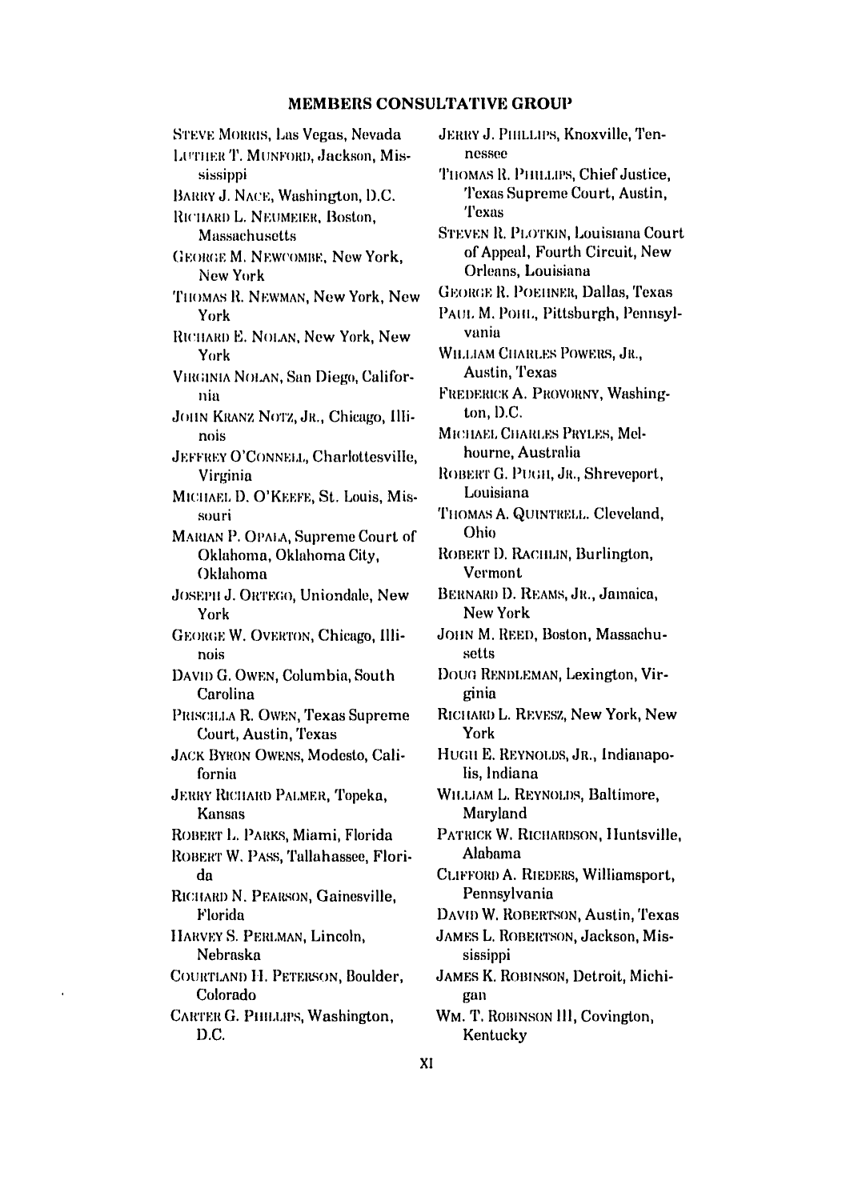## MEMBERS CONSULTATIVE GROUP

STEVE MORRIS, Las Vegas, Nevada

LUTHER T. MUNFORD, Jackson, Mississippi

BARRY J. NACE, Washington, D.C.

RICHARD L. NEUMEIER, Boston, Massachusetts

GEORGE M. NEWCOMBE, New York, New York

THOMAS R. NEWMAN, New York, New York

RICHARD E. NOLAN, New York, New York

VIRGINIA NOLAN, San Diego, California

JOHN KRANZ NOTZ, JR., Chicago, Illinois

JEFFREY O'CONNELL, Charlottesville, Virginia

MICHAEL D. O'KEEFE, St. Louis, Missouri

MARIAN P. OPALA, Supreme Court of Oklahoma, Oklahoma City, Oklahoma

JOSEPH J. ORTEGO, Uniondale, New York

GEORGE W. OVERTON, Chicago, Illinois

DAVID G. OWEN, Columbia, South Carolina

PRISCILLA R. OWEN, Texas Supreme Court, Austin, Texas

JACK BYRON OWENS, Modesto, California

JERRY RICHARD PALMER, Topeka, Kansas

ROBERT L. PARKS, Miami, Florida

ROBERT W. PASS, Tallahassee, Florida

RICHARD N. PEARSON, Gainesville, Florida

HARVEY S. PERLMAN, Lincoln, Nebraska

COURTLAND H. PETERSON, Boulder, Colorado

CARTER G. PHILLIPS, Washington, D.C.

JERRY J. PHILLIPS, Knoxville, Tennessee

THOMAS R. PHILLIPS, Chief Justice, Texas Supreme Court, Austin, Texas

STEVEN R. PLOTKIN, Louisiana Court of Appeal, Fourth Circuit, New Orleans, Louisiana

GEORGE R. POEHNER, Dallas, Texas

PAUL M. POHL, Pittsburgh, Pennsylvania

WILLIAM CHARLES POWERS, JR., Austin, Texas

FREDERICK A. PROVORNY, Washington, D.C.

MICHAEL CHARLES PRYLES, Melbourne, Australia

ROBERT G. PUGH, JR., Shreveport, Louisiana

THOMAS A. QUINTRELL, Cleveland, Ohio

ROBERT D. RACHLIN, Burlington, Vermont

BERNARD D. REAMS, JR., Jamaica, New York

JOHN M. REED, Boston, Massachusetts

DOUG RENDLEMAN, Lexington, Virginia

RICHARD L. REVESZ, New York, New York

HUGH E. REYNOLDS, JR., Indianapolis, Indiana

WILLIAM L. REYNOLDS, Baltimore, Maryland

PATRICK W. RICHARDSON, Huntsville, Alabama

CLIFFORD A. RIEDERS, Williamsport, Pennsylvania

DAVID W. ROBERTSON, Austin, Texas

JAMES L. ROBERTSON, Jackson, Mississippi

JAMES K. ROBINSON, Detroit, Michigan

WM. T. ROBINSON III, Covington, Kentucky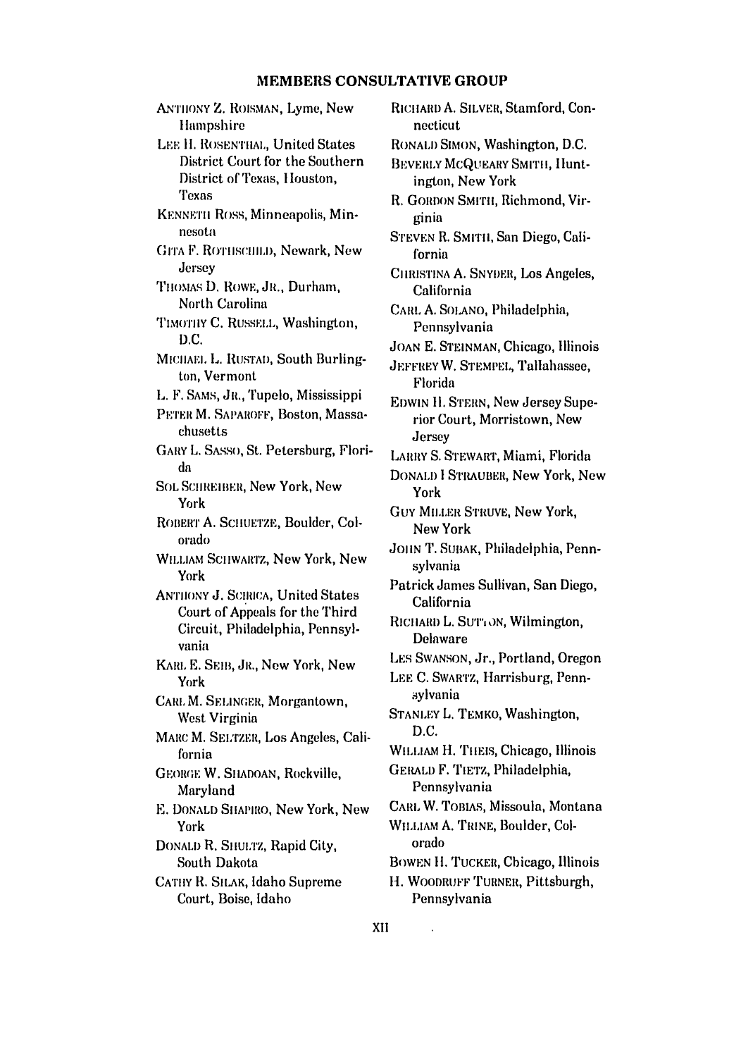## MEMBERS CONSULTATIVE GROUP

ANTHONY Z. ROISMAN, Lyme, New Hampshire

LEE H. ROSENTHAL, United States District Court for the Southern District of Texas, Houston, Texas

KENNETH ROSS, Minneapolis, Minnesota

GITA F. ROTHSCHILD, Newark, New Jersey

THOMAS D. ROWE, JR., Durham, North Carolina

TIMOTHY C. RUSSELL, Washington, D.C.

MICHAEL L. RUSTAD, South Burlington, Vermont

L. F. SAMS, JR., Tupelo, Mississippi

PETER M. SAPAROFF, Boston, Massachusetts

GARY L. SASSO, St. Petersburg, Florida

SOL SCHREIBER, New York, New York

ROBERT A. SCHUETZE, Boulder, Colorado

WILLIAM SCHWARTZ, New York, New York

ANTHONY J. SCIRICA, United States Court of Appeals for the Third Circuit, Philadelphia, Pennsylvania

KARL E. SEIB, JR., New York, New York

CARL M. SELINGER, Morgantown, West Virginia

MARC M. SELTZER, Los Angeles, California

GEORGE W. SHADOAN, Rockville, Maryland

E. DONALD SHAPIRO, New York, New York

DONALD R. SHULTZ, Rapid City, South Dakota

CATHY R. SILAK, Idaho Supreme Court, Boise, Idaho

RICHARD A. SILVER, Stamford, Connecticut

RONALD SIMON, Washington, D.C.

BEVERLY MCQUEARY SMITH, Huntington, New York

R. GORDON SMITH, Richmond, Virginia

STEVEN R. SMITH, San Diego, California

CHRISTINA A. SNYDER, Los Angeles, California

CARL A. SOLANO, Philadelphia, Pennsylvania

JOAN E. STEINMAN, Chicago, Illinois

JEFFREY W. STEMPEL, Tallahassee, Florida

EDWIN H. STERN, New Jersey Superior Court, Morristown, New Jersey

LARRY S. STEWART, Miami, Florida

DONALD I STRAUBER, New York, New York

GUY MILLER STRUVE, New York, New York

JOHN T. SUBAK, Philadelphia, Pennsylvania

Patrick James Sullivan, San Diego, California

RICHARD L. SUTTON, Wilmington, Delaware

LES SWANSON, Jr., Portland, Oregon

LEE C. SWARTZ, Harrisburg, Pennsylvania

STANLEY L. TEMKO, Washington, D.C.

WILLIAM H. THEIS, Chicago, Illinois

GERALD F. TIETZ, Philadelphia, Pennsylvania

CARL W. TOBIAS, Missoula, Montana

WILLIAM A. TRINE, Boulder, Colorado

BOWEN H. TUCKER, Chicago, Illinois

H. WOODRUFF TURNER, Pittsburgh, Pennsylvania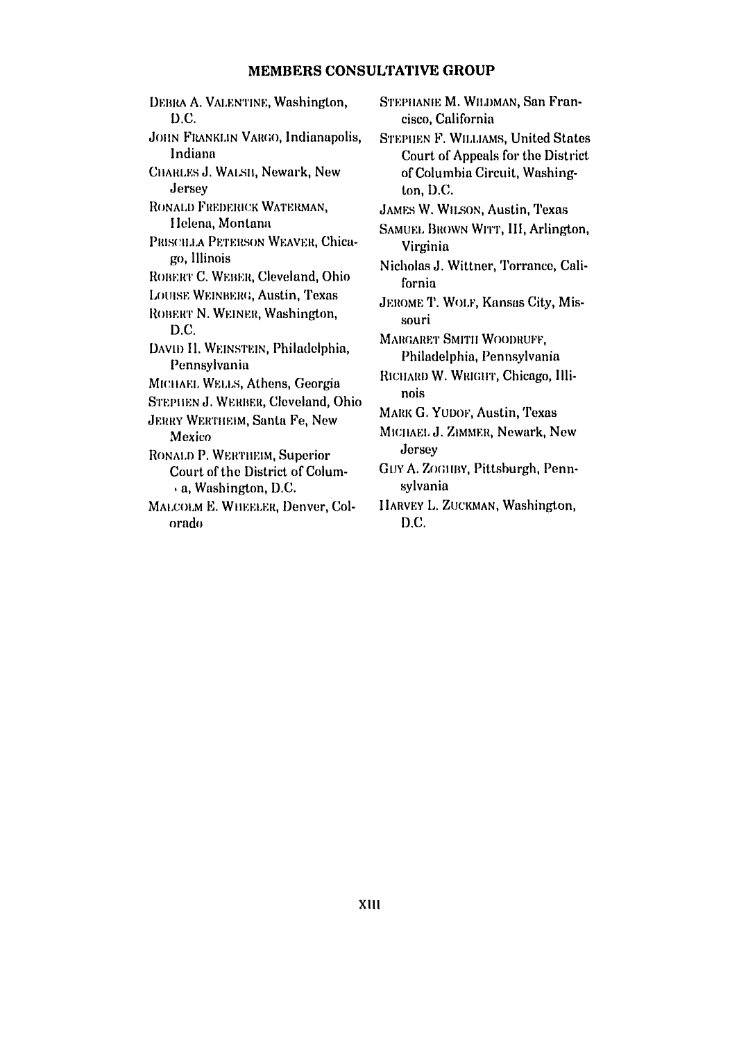## MEMBERS CONSULTATIVE GROUP

DEBRA A. VALENTINE, Washington, D.C.

JOHN FRANKLIN VARGO, Indianapolis, Indiana

CHARLES J. WALSH, Newark, New Jersey

RONALD FREDERICK WATERMAN, Helena, Montana

PRISCILLA PETERSON WEAVER, Chicago, Illinois

ROBERT C. WEBER, Cleveland, Ohio

LOUISE WEINBERG, Austin, Texas

ROBERT N. WEINER, Washington, D.C.

DAVID H. WEINSTEIN, Philadelphia, Pennsylvania

MICHAEL WELLS, Athens, Georgia

STEPHEN J. WERBER, Cleveland, Ohio

JERRY WERTHEIM, Santa Fe, New Mexico

RONALD P. WERTHEIM, Superior Court of the District of Colum- a, Washington, D.C.

MALCOLM E. WHEELER, Denver, Colorado

STEPHANIE M. WILDMAN, San Francisco, California

STEPHEN F. WILLIAMS, United States Court of Appeals for the District of Columbia Circuit, Washington, D.C.

JAMES W. WILSON, Austin, Texas

SAMUEL BROWN WITT, III, Arlington, Virginia

Nicholas J. Wittner, Torrance, California

JEROME T. WOLF, Kansas City, Missouri

MARGARET SMITH WOODRUFF, Philadelphia, Pennsylvania

RICHARD W. WRIGHT, Chicago, Illinois

MARK G. YUDOF, Austin, Texas

MICHAEL J. ZIMMER, Newark, New Jersey

GUY A. ZOGHBY, Pittsburgh, Pennsylvania

HARVEY L. ZUCKMAN, Washington, D.C.